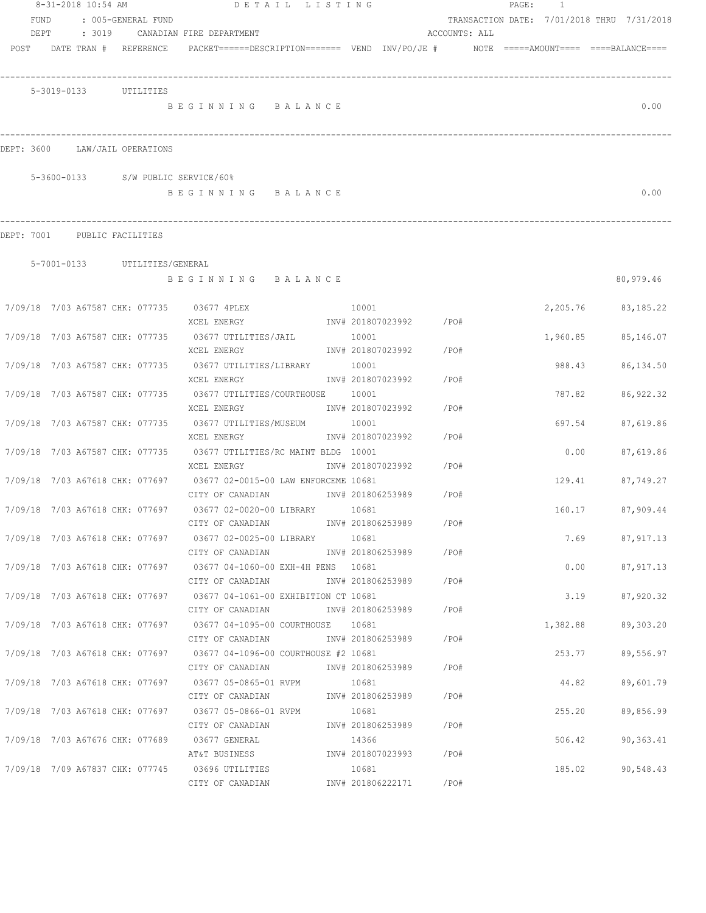8-31-2018 10:54 AM — DETAIL LISTING

FUND : 005-GENERAL FUND — TRANSACTION DATE: 7/01/2018 THRU 7/31/2018

DEPT : 3019 CANADIAN FIRE DEPARTMENT — ACCOUNTS: ALL

POST DATE TRAN # REFERENCE PACKET======DESCRIPTION======= VEND INV/PO/JE # NOTE =====AMOUNT==== ====BALANCE====

---

5-3019-0133 UTILITIES

B E G I N N I N G  B A L A N C E — 0.00

---

DEPT: 3600 LAW/JAIL OPERATIONS

5-3600-0133 S/W PUBLIC SERVICE/60%

B E G I N N I N G  B A L A N C E — 0.00

---

DEPT: 7001 PUBLIC FACILITIES

5-7001-0133 UTILITIES/GENERAL

B E G I N N I N G  B A L A N C E — 80,979.46

| POST | DATE | TRAN # | REFERENCE | PACKET / DESCRIPTION | VEND | INV/PO/JE # | NOTE | AMOUNT | BALANCE |
|---|---|---|---|---|---|---|---|---|---|
| 7/09/18 | 7/03 | A67587 | CHK: 077735 | 03677 4PLEX / XCEL ENERGY | 10001 | INV# 201807023992 /PO# | | 2,205.76 | 83,185.22 |
| 7/09/18 | 7/03 | A67587 | CHK: 077735 | 03677 UTILITIES/JAIL / XCEL ENERGY | 10001 | INV# 201807023992 /PO# | | 1,960.85 | 85,146.07 |
| 7/09/18 | 7/03 | A67587 | CHK: 077735 | 03677 UTILITIES/LIBRARY / XCEL ENERGY | 10001 | INV# 201807023992 /PO# | | 988.43 | 86,134.50 |
| 7/09/18 | 7/03 | A67587 | CHK: 077735 | 03677 UTILITIES/COURTHOUSE / XCEL ENERGY | 10001 | INV# 201807023992 /PO# | | 787.82 | 86,922.32 |
| 7/09/18 | 7/03 | A67587 | CHK: 077735 | 03677 UTILITIES/MUSEUM / XCEL ENERGY | 10001 | INV# 201807023992 /PO# | | 697.54 | 87,619.86 |
| 7/09/18 | 7/03 | A67587 | CHK: 077735 | 03677 UTILITIES/RC MAINT BLDG / XCEL ENERGY | 10001 | INV# 201807023992 /PO# | | 0.00 | 87,619.86 |
| 7/09/18 | 7/03 | A67618 | CHK: 077697 | 03677 02-0015-00 LAW ENFORCEME / CITY OF CANADIAN | 10681 | INV# 201806253989 /PO# | | 129.41 | 87,749.27 |
| 7/09/18 | 7/03 | A67618 | CHK: 077697 | 03677 02-0020-00 LIBRARY / CITY OF CANADIAN | 10681 | INV# 201806253989 /PO# | | 160.17 | 87,909.44 |
| 7/09/18 | 7/03 | A67618 | CHK: 077697 | 03677 02-0025-00 LIBRARY / CITY OF CANADIAN | 10681 | INV# 201806253989 /PO# | | 7.69 | 87,917.13 |
| 7/09/18 | 7/03 | A67618 | CHK: 077697 | 03677 04-1060-00 EXH-4H PENS / CITY OF CANADIAN | 10681 | INV# 201806253989 /PO# | | 0.00 | 87,917.13 |
| 7/09/18 | 7/03 | A67618 | CHK: 077697 | 03677 04-1061-00 EXHIBITION CT / CITY OF CANADIAN | 10681 | INV# 201806253989 /PO# | | 3.19 | 87,920.32 |
| 7/09/18 | 7/03 | A67618 | CHK: 077697 | 03677 04-1095-00 COURTHOUSE / CITY OF CANADIAN | 10681 | INV# 201806253989 /PO# | | 1,382.88 | 89,303.20 |
| 7/09/18 | 7/03 | A67618 | CHK: 077697 | 03677 04-1096-00 COURTHOUSE #2 / CITY OF CANADIAN | 10681 | INV# 201806253989 /PO# | | 253.77 | 89,556.97 |
| 7/09/18 | 7/03 | A67618 | CHK: 077697 | 03677 05-0865-01 RVPM / CITY OF CANADIAN | 10681 | INV# 201806253989 /PO# | | 44.82 | 89,601.79 |
| 7/09/18 | 7/03 | A67618 | CHK: 077697 | 03677 05-0866-01 RVPM / CITY OF CANADIAN | 10681 | INV# 201806253989 /PO# | | 255.20 | 89,856.99 |
| 7/09/18 | 7/03 | A67676 | CHK: 077689 | 03677 GENERAL / AT&T BUSINESS | 14366 | INV# 201807023993 /PO# | | 506.42 | 90,363.41 |
| 7/09/18 | 7/09 | A67837 | CHK: 077745 | 03696 UTILITIES / CITY OF CANADIAN | 10681 | INV# 201806222171 /PO# | | 185.02 | 90,548.43 |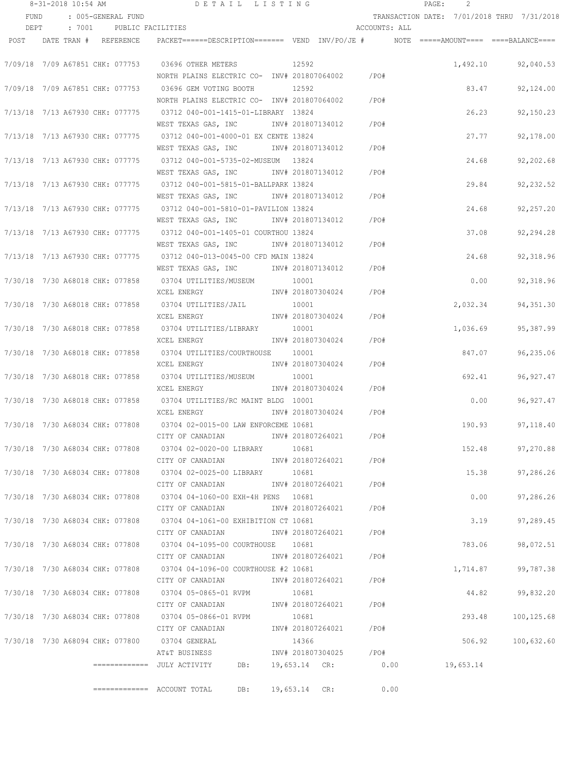8-31-2018 10:54 AM DETAIL LISTING

FUND : 005-GENERAL FUND TRANSACTION DATE: 7/01/2018 THRU 7/31/2018

DEPT : 7001 PUBLIC FACILITIES ACCOUNTS: ALL

| POST | DATE TRAN # | REFERENCE | PACKET======DESCRIPTION======= | VEND | INV/PO/JE # | NOTE | =====AMOUNT==== | ====BALANCE==== |
|---|---|---|---|---|---|---|---|---|
| 7/09/18 | 7/09 A67851 | CHK: 077753 | 03696 OTHER METERS | 12592 | | | 1,492.10 | 92,040.53 |
| | | | NORTH PLAINS ELECTRIC CO- | | INV# 201807064002 | /PO# | | |
| 7/09/18 | 7/09 A67851 | CHK: 077753 | 03696 GEM VOTING BOOTH | 12592 | | | 83.47 | 92,124.00 |
| | | | NORTH PLAINS ELECTRIC CO- | | INV# 201807064002 | /PO# | | |
| 7/13/18 | 7/13 A67930 | CHK: 077775 | 03712 040-001-1415-01-LIBRARY | 13824 | | | 26.23 | 92,150.23 |
| | | | WEST TEXAS GAS, INC | | INV# 201807134012 | /PO# | | |
| 7/13/18 | 7/13 A67930 | CHK: 077775 | 03712 040-001-4000-01 EX CENTE | 13824 | | | 27.77 | 92,178.00 |
| | | | WEST TEXAS GAS, INC | | INV# 201807134012 | /PO# | | |
| 7/13/18 | 7/13 A67930 | CHK: 077775 | 03712 040-001-5735-02-MUSEUM | 13824 | | | 24.68 | 92,202.68 |
| | | | WEST TEXAS GAS, INC | | INV# 201807134012 | /PO# | | |
| 7/13/18 | 7/13 A67930 | CHK: 077775 | 03712 040-001-5815-01-BALLPARK | 13824 | | | 29.84 | 92,232.52 |
| | | | WEST TEXAS GAS, INC | | INV# 201807134012 | /PO# | | |
| 7/13/18 | 7/13 A67930 | CHK: 077775 | 03712 040-001-5810-01-PAVILION | 13824 | | | 24.68 | 92,257.20 |
| | | | WEST TEXAS GAS, INC | | INV# 201807134012 | /PO# | | |
| 7/13/18 | 7/13 A67930 | CHK: 077775 | 03712 040-001-1405-01 COURTHOU | 13824 | | | 37.08 | 92,294.28 |
| | | | WEST TEXAS GAS, INC | | INV# 201807134012 | /PO# | | |
| 7/13/18 | 7/13 A67930 | CHK: 077775 | 03712 040-013-0045-00 CFD MAIN | 13824 | | | 24.68 | 92,318.96 |
| | | | WEST TEXAS GAS, INC | | INV# 201807134012 | /PO# | | |
| 7/30/18 | 7/30 A68018 | CHK: 077858 | 03704 UTILITIES/MUSEUM | 10001 | | | 0.00 | 92,318.96 |
| | | | XCEL ENERGY | | INV# 201807304024 | /PO# | | |
| 7/30/18 | 7/30 A68018 | CHK: 077858 | 03704 UTILITIES/JAIL | 10001 | | | 2,032.34 | 94,351.30 |
| | | | XCEL ENERGY | | INV# 201807304024 | /PO# | | |
| 7/30/18 | 7/30 A68018 | CHK: 077858 | 03704 UTILITIES/LIBRARY | 10001 | | | 1,036.69 | 95,387.99 |
| | | | XCEL ENERGY | | INV# 201807304024 | /PO# | | |
| 7/30/18 | 7/30 A68018 | CHK: 077858 | 03704 UTILITIES/COURTHOUSE | 10001 | | | 847.07 | 96,235.06 |
| | | | XCEL ENERGY | | INV# 201807304024 | /PO# | | |
| 7/30/18 | 7/30 A68018 | CHK: 077858 | 03704 UTILITIES/MUSEUM | 10001 | | | 692.41 | 96,927.47 |
| | | | XCEL ENERGY | | INV# 201807304024 | /PO# | | |
| 7/30/18 | 7/30 A68018 | CHK: 077858 | 03704 UTILITIES/RC MAINT BLDG | 10001 | | | 0.00 | 96,927.47 |
| | | | XCEL ENERGY | | INV# 201807304024 | /PO# | | |
| 7/30/18 | 7/30 A68034 | CHK: 077808 | 03704 02-0015-00 LAW ENFORCEME | 10681 | | | 190.93 | 97,118.40 |
| | | | CITY OF CANADIAN | | INV# 201807264021 | /PO# | | |
| 7/30/18 | 7/30 A68034 | CHK: 077808 | 03704 02-0020-00 LIBRARY | 10681 | | | 152.48 | 97,270.88 |
| | | | CITY OF CANADIAN | | INV# 201807264021 | /PO# | | |
| 7/30/18 | 7/30 A68034 | CHK: 077808 | 03704 02-0025-00 LIBRARY | 10681 | | | 15.38 | 97,286.26 |
| | | | CITY OF CANADIAN | | INV# 201807264021 | /PO# | | |
| 7/30/18 | 7/30 A68034 | CHK: 077808 | 03704 04-1060-00 EXH-4H PENS | 10681 | | | 0.00 | 97,286.26 |
| | | | CITY OF CANADIAN | | INV# 201807264021 | /PO# | | |
| 7/30/18 | 7/30 A68034 | CHK: 077808 | 03704 04-1061-00 EXHIBITION CT | 10681 | | | 3.19 | 97,289.45 |
| | | | CITY OF CANADIAN | | INV# 201807264021 | /PO# | | |
| 7/30/18 | 7/30 A68034 | CHK: 077808 | 03704 04-1095-00 COURTHOUSE | 10681 | | | 783.06 | 98,072.51 |
| | | | CITY OF CANADIAN | | INV# 201807264021 | /PO# | | |
| 7/30/18 | 7/30 A68034 | CHK: 077808 | 03704 04-1096-00 COURTHOUSE #2 | 10681 | | | 1,714.87 | 99,787.38 |
| | | | CITY OF CANADIAN | | INV# 201807264021 | /PO# | | |
| 7/30/18 | 7/30 A68034 | CHK: 077808 | 03704 05-0865-01 RVPM | 10681 | | | 44.82 | 99,832.20 |
| | | | CITY OF CANADIAN | | INV# 201807264021 | /PO# | | |
| 7/30/18 | 7/30 A68034 | CHK: 077808 | 03704 05-0866-01 RVPM | 10681 | | | 293.48 | 100,125.68 |
| | | | CITY OF CANADIAN | | INV# 201807264021 | /PO# | | |
| 7/30/18 | 7/30 A68094 | CHK: 077800 | 03704 GENERAL | 14366 | | | 506.92 | 100,632.60 |
| | | | AT&T BUSINESS | | INV# 201807304025 | /PO# | | |

============= JULY ACTIVITY DB: 19,653.14 CR: 0.00 19,653.14

============= ACCOUNT TOTAL DB: 19,653.14 CR: 0.00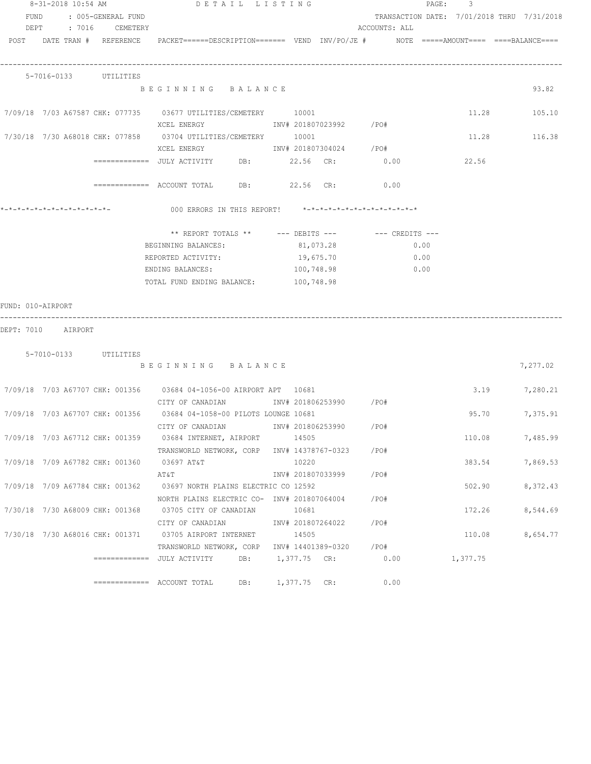8-31-2018 10:54 AM — DETAIL LISTING

FUND : 005-GENERAL FUND — TRANSACTION DATE: 7/01/2018 THRU 7/31/2018

DEPT : 7016 CEMETERY — ACCOUNTS: ALL

```
POST    DATE TRAN #  REFERENCE   PACKET======DESCRIPTION======= VEND  INV/PO/JE #       NOTE  =====AMOUNT====  ====BALANCE====
------------------------------------------------------------------------------------------------------------------------------

   5-7016-0133       UTILITIES
                             B E G I N N I N G   B A L A N C E                                                          93.82

 7/09/18  7/03 A67587 CHK: 077735    03677 UTILITIES/CEMETERY       10001                                  11.28        105.10
                             XCEL ENERGY                 INV# 201807023992     /PO#
 7/30/18  7/30 A68018 CHK: 077858    03704 UTILITIES/CEMETERY       10001                                  11.28        116.38
                             XCEL ENERGY                 INV# 201807304024     /PO#
                   =============  JULY ACTIVITY     DB:        22.56  CR:          0.00              22.56

                   =============  ACCOUNT TOTAL     DB:        22.56  CR:          0.00

*-*-*-*-*-*-*-*-*-*-*-*-*-           000 ERRORS IN THIS REPORT!     *-*-*-*-*-*-*-*-*-*-*-*-*-*

                             ** REPORT TOTALS **       --- DEBITS ---         --- CREDITS ---
                             BEGINNING BALANCES:           81,073.28                  0.00
                             REPORTED ACTIVITY:            19,675.70                  0.00
                             ENDING BALANCES:             100,748.98                  0.00
                             TOTAL FUND ENDING BALANCE:   100,748.98

FUND: 010-AIRPORT
------------------------------------------------------------------------------------------------------------------------------
DEPT: 7010    AIRPORT

   5-7010-0133       UTILITIES
                             B E G I N N I N G   B A L A N C E                                                       7,277.02

 7/09/18  7/03 A67707 CHK: 001356    03684 04-1056-00 AIRPORT APT   10681                                   3.19      7,280.21
                             CITY OF CANADIAN            INV# 201806253990     /PO#
 7/09/18  7/03 A67707 CHK: 001356    03684 04-1058-00 PILOTS LOUNGE 10681                                  95.70      7,375.91
                             CITY OF CANADIAN            INV# 201806253990     /PO#
 7/09/18  7/03 A67712 CHK: 001359    03684 INTERNET, AIRPORT        14505                                 110.08      7,485.99
                             TRANSWORLD NETWORK, CORP    INV# 14378767-0323    /PO#
 7/09/18  7/09 A67782 CHK: 001360    03697 AT&T                     10220                                 383.54      7,869.53
                             AT&T                        INV# 201807033999     /PO#
 7/09/18  7/09 A67784 CHK: 001362    03697 NORTH PLAINS ELECTRIC CO 12592                                 502.90      8,372.43
                             NORTH PLAINS ELECTRIC CO-   INV# 201807064004     /PO#
 7/30/18  7/30 A68009 CHK: 001368    03705 CITY OF CANADIAN         10681                                 172.26      8,544.69
                             CITY OF CANADIAN            INV# 201807264022     /PO#
 7/30/18  7/30 A68016 CHK: 001371    03705 AIRPORT INTERNET         14505                                 110.08      8,654.77
                             TRANSWORLD NETWORK, CORP    INV# 14401389-0320    /PO#
                   =============  JULY ACTIVITY     DB:     1,377.75  CR:          0.00           1,377.75

                   =============  ACCOUNT TOTAL     DB:     1,377.75  CR:          0.00
```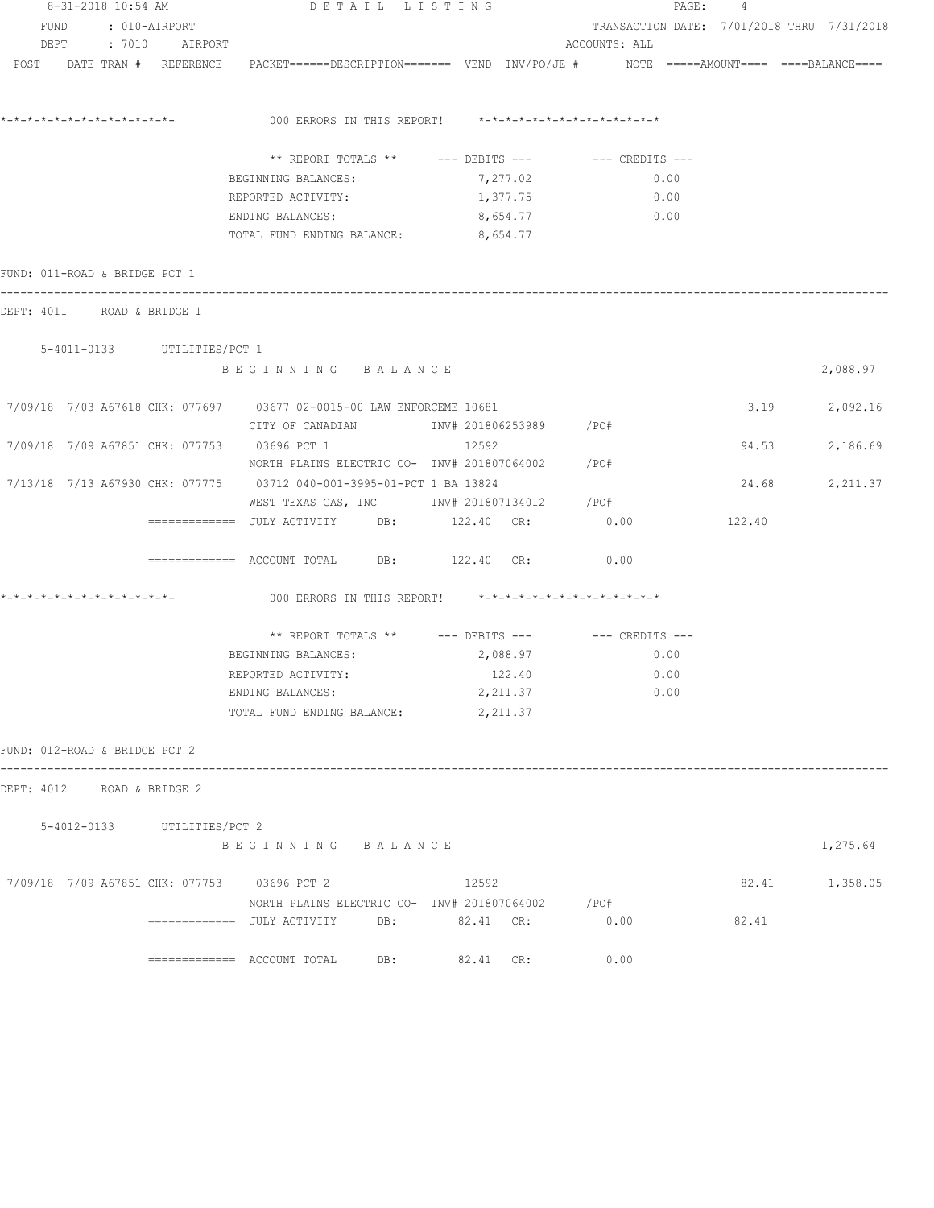8-31-2018 10:54 AM DETAIL LISTING

FUND : 010-AIRPORT TRANSACTION DATE: 7/01/2018 THRU 7/31/2018

DEPT : 7010 AIRPORT ACCOUNTS: ALL

POST DATE TRAN # REFERENCE PACKET======DESCRIPTION======= VEND INV/PO/JE # NOTE =====AMOUNT==== ====BALANCE====

```
*-*-*-*-*-*-*-*-*-*-*-*-*-*-            000 ERRORS IN THIS REPORT!     *-*-*-*-*-*-*-*-*-*-*-*-*-*

                         ** REPORT TOTALS **      --- DEBITS ---         --- CREDITS ---
                    BEGINNING BALANCES:              7,277.02                  0.00
                    REPORTED ACTIVITY:               1,377.75                  0.00
                    ENDING BALANCES:                 8,654.77                  0.00
                    TOTAL FUND ENDING BALANCE:       8,654.77
```

FUND: 011-ROAD & BRIDGE PCT 1

DEPT: 4011 ROAD & BRIDGE 1

```
    5-4011-0133       UTILITIES/PCT 1
                    B E G I N N I N G   B A L A N C E                                                        2,088.97

 7/09/18  7/03 A67618 CHK: 077697    03677 02-0015-00 LAW ENFORCEME 10681                               3.19        2,092.16
                    CITY OF CANADIAN           INV# 201806253989      /PO#
 7/09/18  7/09 A67851 CHK: 077753    03696 PCT 1                    12592                              94.53        2,186.69
                    NORTH PLAINS ELECTRIC CO-  INV# 201807064002      /PO#
 7/13/18  7/13 A67930 CHK: 077775    03712 040-001-3995-01-PCT 1 BA 13824                              24.68        2,211.37
                    WEST TEXAS GAS, INC        INV# 201807134012      /PO#
              =============  JULY ACTIVITY      DB:       122.40  CR:          0.00          122.40

              =============  ACCOUNT TOTAL      DB:       122.40  CR:          0.00

*-*-*-*-*-*-*-*-*-*-*-*-*-*-            000 ERRORS IN THIS REPORT!     *-*-*-*-*-*-*-*-*-*-*-*-*-*

                         ** REPORT TOTALS **      --- DEBITS ---         --- CREDITS ---
                    BEGINNING BALANCES:              2,088.97                  0.00
                    REPORTED ACTIVITY:                 122.40                  0.00
                    ENDING BALANCES:                 2,211.37                  0.00
                    TOTAL FUND ENDING BALANCE:       2,211.37
```

FUND: 012-ROAD & BRIDGE PCT 2

DEPT: 4012 ROAD & BRIDGE 2

```
    5-4012-0133       UTILITIES/PCT 2
                    B E G I N N I N G   B A L A N C E                                                        1,275.64

 7/09/18  7/09 A67851 CHK: 077753    03696 PCT 2                    12592                              82.41        1,358.05
                    NORTH PLAINS ELECTRIC CO-  INV# 201807064002      /PO#
              =============  JULY ACTIVITY      DB:        82.41  CR:          0.00           82.41

              =============  ACCOUNT TOTAL      DB:        82.41  CR:          0.00
```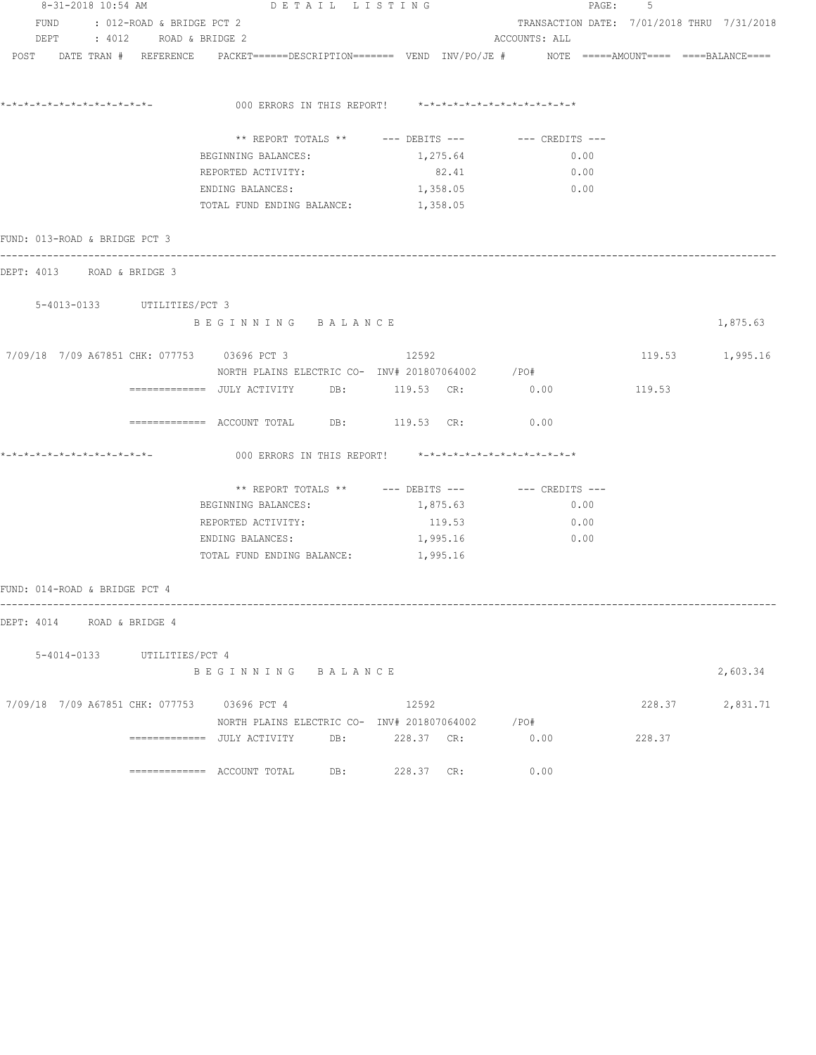8-31-2018 10:54 AM DETAIL LISTING PAGE: 5

FUND : 012-ROAD & BRIDGE PCT 2 TRANSACTION DATE: 7/01/2018 THRU 7/31/2018

DEPT : 4012 ROAD & BRIDGE 2 ACCOUNTS: ALL

POST DATE TRAN # REFERENCE PACKET======DESCRIPTION======= VEND INV/PO/JE # NOTE =====AMOUNT==== ====BALANCE====

*-*-*-*-*-*-*-*-*-*-*-*-*-*- 000 ERRORS IN THIS REPORT! *-*-*-*-*-*-*-*-*-*-*-*-*-*

| ** REPORT TOTALS ** | --- DEBITS --- | --- CREDITS --- |
|---|---|---|
| BEGINNING BALANCES: | 1,275.64 | 0.00 |
| REPORTED ACTIVITY: | 82.41 | 0.00 |
| ENDING BALANCES: | 1,358.05 | 0.00 |
| TOTAL FUND ENDING BALANCE: | 1,358.05 | |

FUND: 013-ROAD & BRIDGE PCT 3

DEPT: 4013 ROAD & BRIDGE 3

5-4013-0133 UTILITIES/PCT 3

B E G I N N I N G B A L A N C E 1,875.63

7/09/18 7/09 A67851 CHK: 077753 03696 PCT 3 12592 119.53 1,995.16
NORTH PLAINS ELECTRIC CO- INV# 201807064002 /PO#

============= JULY ACTIVITY DB: 119.53 CR: 0.00 119.53

============= ACCOUNT TOTAL DB: 119.53 CR: 0.00

*-*-*-*-*-*-*-*-*-*-*-*-*-*- 000 ERRORS IN THIS REPORT! *-*-*-*-*-*-*-*-*-*-*-*-*-*

| ** REPORT TOTALS ** | --- DEBITS --- | --- CREDITS --- |
|---|---|---|
| BEGINNING BALANCES: | 1,875.63 | 0.00 |
| REPORTED ACTIVITY: | 119.53 | 0.00 |
| ENDING BALANCES: | 1,995.16 | 0.00 |
| TOTAL FUND ENDING BALANCE: | 1,995.16 | |

FUND: 014-ROAD & BRIDGE PCT 4

DEPT: 4014 ROAD & BRIDGE 4

5-4014-0133 UTILITIES/PCT 4

B E G I N N I N G B A L A N C E 2,603.34

7/09/18 7/09 A67851 CHK: 077753 03696 PCT 4 12592 228.37 2,831.71
NORTH PLAINS ELECTRIC CO- INV# 201807064002 /PO#

============= JULY ACTIVITY DB: 228.37 CR: 0.00 228.37

============= ACCOUNT TOTAL DB: 228.37 CR: 0.00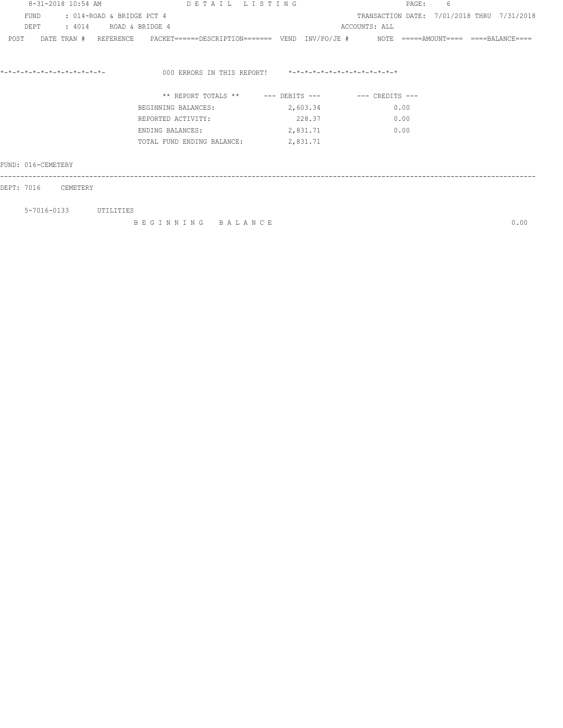8-31-2018 10:54 AM DETAIL LISTING PAGE: 6

FUND : 014-ROAD & BRIDGE PCT 4 TRANSACTION DATE: 7/01/2018 THRU 7/31/2018

DEPT : 4014 ROAD & BRIDGE 4 ACCOUNTS: ALL

POST DATE TRAN # REFERENCE PACKET======DESCRIPTION======= VEND INV/PO/JE # NOTE =====AMOUNT==== ====BALANCE====

*-*-*-*-*-*-*-*-*-*-*-*-*-*- 000 ERRORS IN THIS REPORT! *-*-*-*-*-*-*-*-*-*-*-*-*-*

| ** REPORT TOTALS ** | --- DEBITS --- | --- CREDITS --- |
|---|---|---|
| BEGINNING BALANCES: | 2,603.34 | 0.00 |
| REPORTED ACTIVITY: | 228.37 | 0.00 |
| ENDING BALANCES: | 2,831.71 | 0.00 |
| TOTAL FUND ENDING BALANCE: | 2,831.71 | |

FUND: 016-CEMETERY

DEPT: 7016 CEMETERY

5-7016-0133 UTILITIES

B E G I N N I N G B A L A N C E 0.00